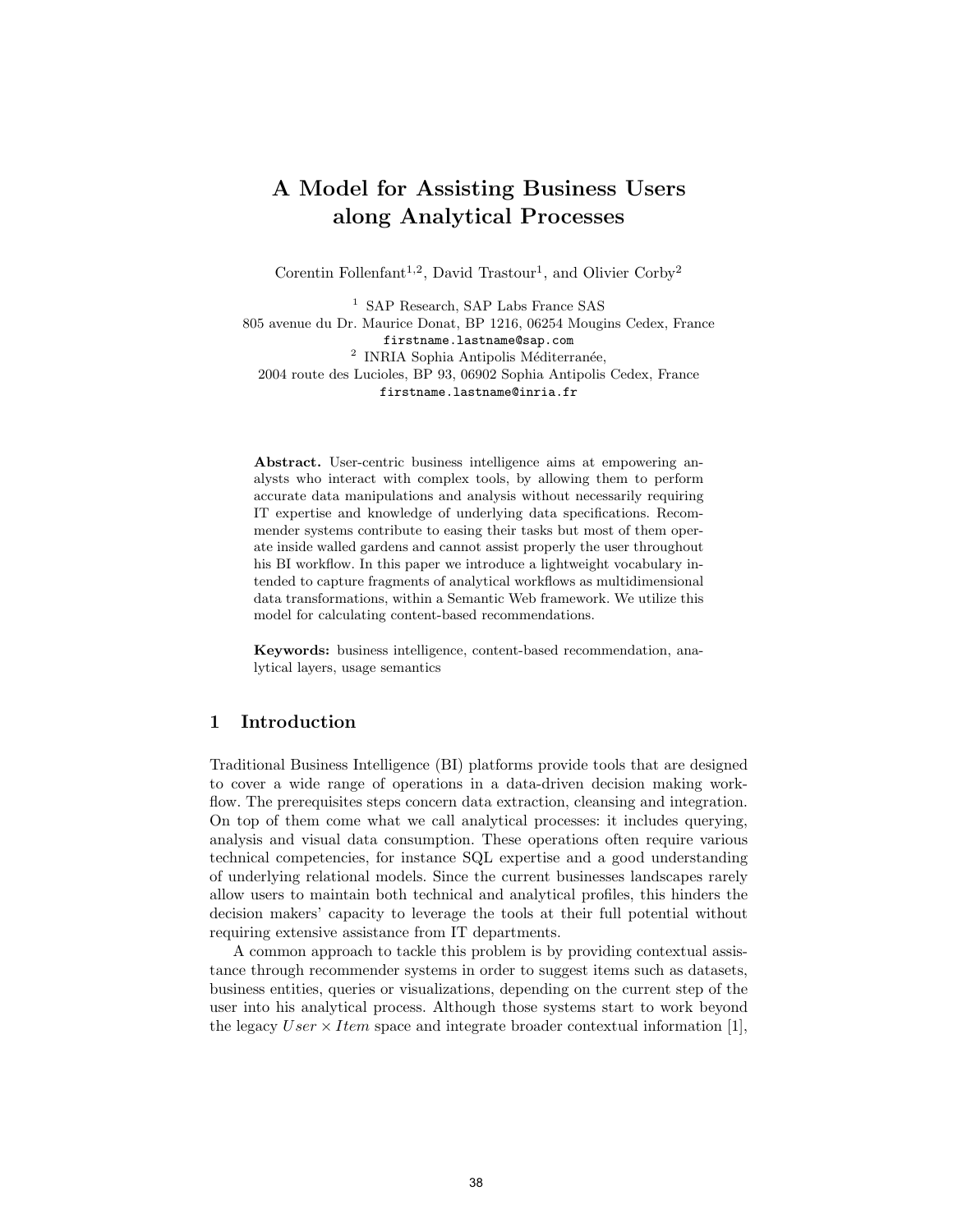# A Model for Assisting Business Users along Analytical Processes

Corentin Follenfant[1,2], David Trastour[1], and Olivier Corby[2]

[1] SAP Research, SAP Labs France SAS
805 avenue du Dr. Maurice Donat, BP 1216, 06254 Mougins Cedex, France
`firstname.lastname@sap.com`

[2] INRIA Sophia Antipolis Méditerranée,
2004 route des Lucioles, BP 93, 06902 Sophia Antipolis Cedex, France
`firstname.lastname@inria.fr`

**Abstract.** User-centric business intelligence aims at empowering analysts who interact with complex tools, by allowing them to perform accurate data manipulations and analysis without necessarily requiring IT expertise and knowledge of underlying data specifications. Recommender systems contribute to easing their tasks but most of them operate inside walled gardens and cannot assist properly the user throughout his BI workflow. In this paper we introduce a lightweight vocabulary intended to capture fragments of analytical workflows as multidimensional data transformations, within a Semantic Web framework. We utilize this model for calculating content-based recommendations.

**Keywords:** business intelligence, content-based recommendation, analytical layers, usage semantics

## 1 Introduction

Traditional Business Intelligence (BI) platforms provide tools that are designed to cover a wide range of operations in a data-driven decision making workflow. The prerequisites steps concern data extraction, cleansing and integration. On top of them come what we call analytical processes: it includes querying, analysis and visual data consumption. These operations often require various technical competencies, for instance SQL expertise and a good understanding of underlying relational models. Since the current businesses landscapes rarely allow users to maintain both technical and analytical profiles, this hinders the decision makers' capacity to leverage the tools at their full potential without requiring extensive assistance from IT departments.

A common approach to tackle this problem is by providing contextual assistance through recommender systems in order to suggest items such as datasets, business entities, queries or visualizations, depending on the current step of the user into his analytical process. Although those systems start to work beyond the legacy $User \times Item$ space and integrate broader contextual information [1],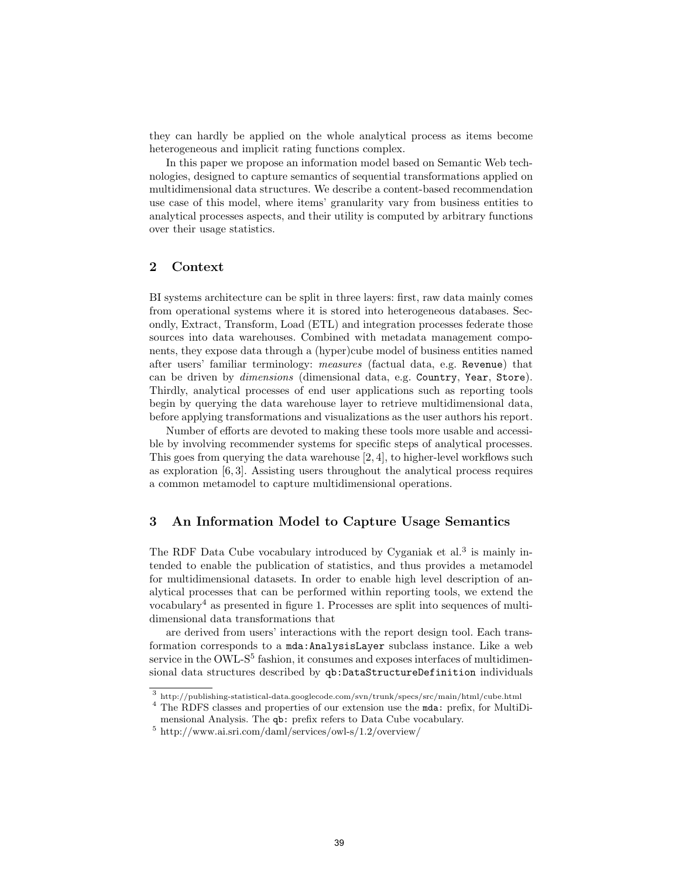they can hardly be applied on the whole analytical process as items become heterogeneous and implicit rating functions complex.

In this paper we propose an information model based on Semantic Web technologies, designed to capture semantics of sequential transformations applied on multidimensional data structures. We describe a content-based recommendation use case of this model, where items' granularity vary from business entities to analytical processes aspects, and their utility is computed by arbitrary functions over their usage statistics.

## 2 Context

BI systems architecture can be split in three layers: first, raw data mainly comes from operational systems where it is stored into heterogeneous databases. Secondly, Extract, Transform, Load (ETL) and integration processes federate those sources into data warehouses. Combined with metadata management components, they expose data through a (hyper)cube model of business entities named after users' familiar terminology: *measures* (factual data, e.g. `Revenue`) that can be driven by *dimensions* (dimensional data, e.g. `Country`, `Year`, `Store`). Thirdly, analytical processes of end user applications such as reporting tools begin by querying the data warehouse layer to retrieve multidimensional data, before applying transformations and visualizations as the user authors his report.

Number of efforts are devoted to making these tools more usable and accessible by involving recommender systems for specific steps of analytical processes. This goes from querying the data warehouse [2, 4], to higher-level workflows such as exploration [6, 3]. Assisting users throughout the analytical process requires a common metamodel to capture multidimensional operations.

## 3 An Information Model to Capture Usage Semantics

The RDF Data Cube vocabulary introduced by Cyganiak et al.[3] is mainly intended to enable the publication of statistics, and thus provides a metamodel for multidimensional datasets. In order to enable high level description of analytical processes that can be performed within reporting tools, we extend the vocabulary[4] as presented in figure 1. Processes are split into sequences of multidimensional data transformations that

are derived from users' interactions with the report design tool. Each transformation corresponds to a `mda:AnalysisLayer` subclass instance. Like a web service in the OWL-S[5] fashion, it consumes and exposes interfaces of multidimensional data structures described by `qb:DataStructureDefinition` individuals

[3] http://publishing-statistical-data.googlecode.com/svn/trunk/specs/src/main/html/cube.html

[4] The RDFS classes and properties of our extension use the `mda:` prefix, for MultiDimensional Analysis. The `qb:` prefix refers to Data Cube vocabulary.

[5] http://www.ai.sri.com/daml/services/owl-s/1.2/overview/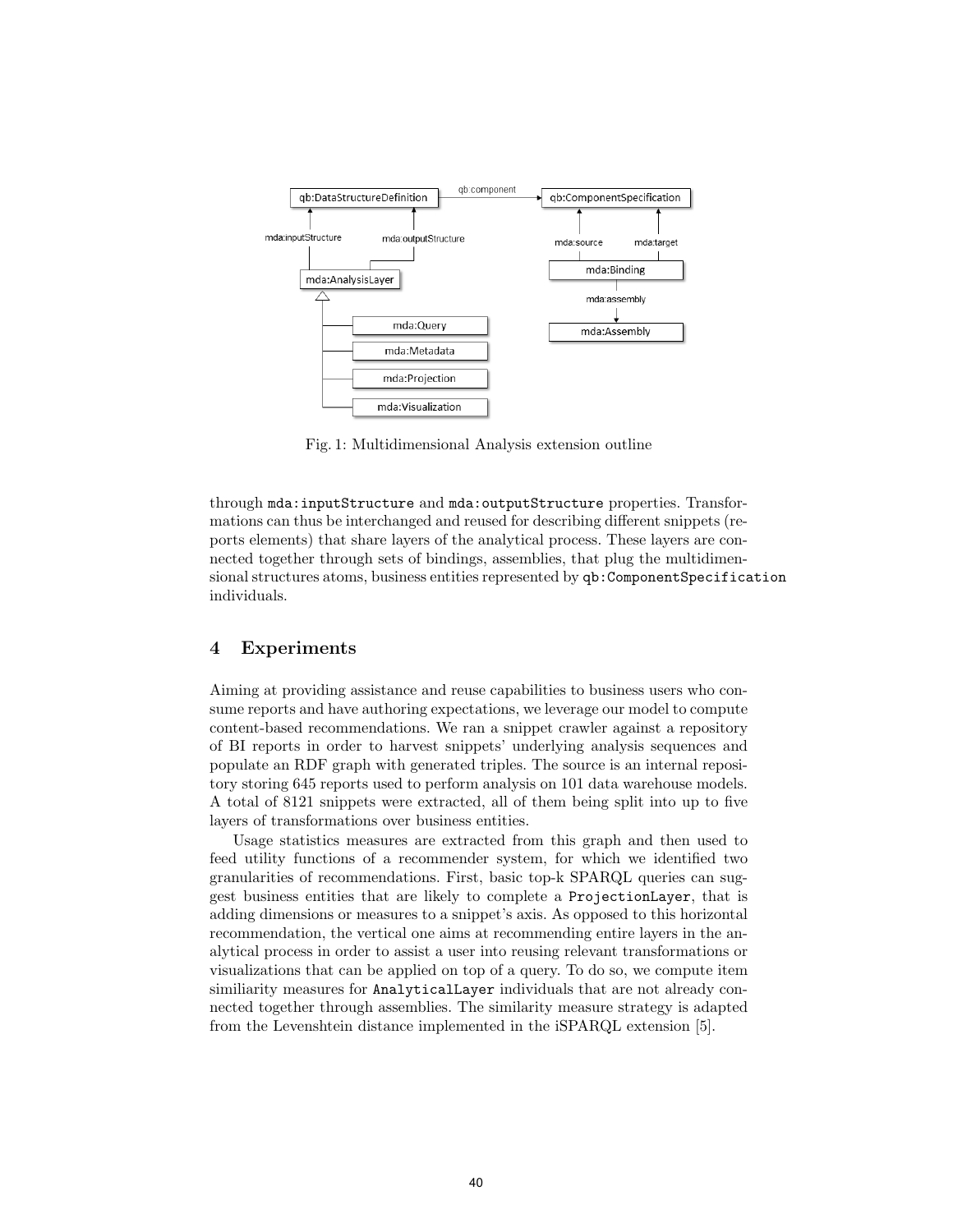Fig. 1: Multidimensional Analysis extension outline

through `mda:inputStructure` and `mda:outputStructure` properties. Transformations can thus be interchanged and reused for describing different snippets (reports elements) that share layers of the analytical process. These layers are connected together through sets of bindings, assemblies, that plug the multidimensional structures atoms, business entities represented by `qb:ComponentSpecification` individuals.

## 4 Experiments

Aiming at providing assistance and reuse capabilities to business users who consume reports and have authoring expectations, we leverage our model to compute content-based recommendations. We ran a snippet crawler against a repository of BI reports in order to harvest snippets' underlying analysis sequences and populate an RDF graph with generated triples. The source is an internal repository storing 645 reports used to perform analysis on 101 data warehouse models. A total of 8121 snippets were extracted, all of them being split into up to five layers of transformations over business entities.

Usage statistics measures are extracted from this graph and then used to feed utility functions of a recommender system, for which we identified two granularities of recommendations. First, basic top-k SPARQL queries can suggest business entities that are likely to complete a `ProjectionLayer`, that is adding dimensions or measures to a snippet's axis. As opposed to this horizontal recommendation, the vertical one aims at recommending entire layers in the analytical process in order to assist a user into reusing relevant transformations or visualizations that can be applied on top of a query. To do so, we compute item similiarity measures for `AnalyticalLayer` individuals that are not already connected together through assemblies. The similarity measure strategy is adapted from the Levenshtein distance implemented in the iSPARQL extension [5].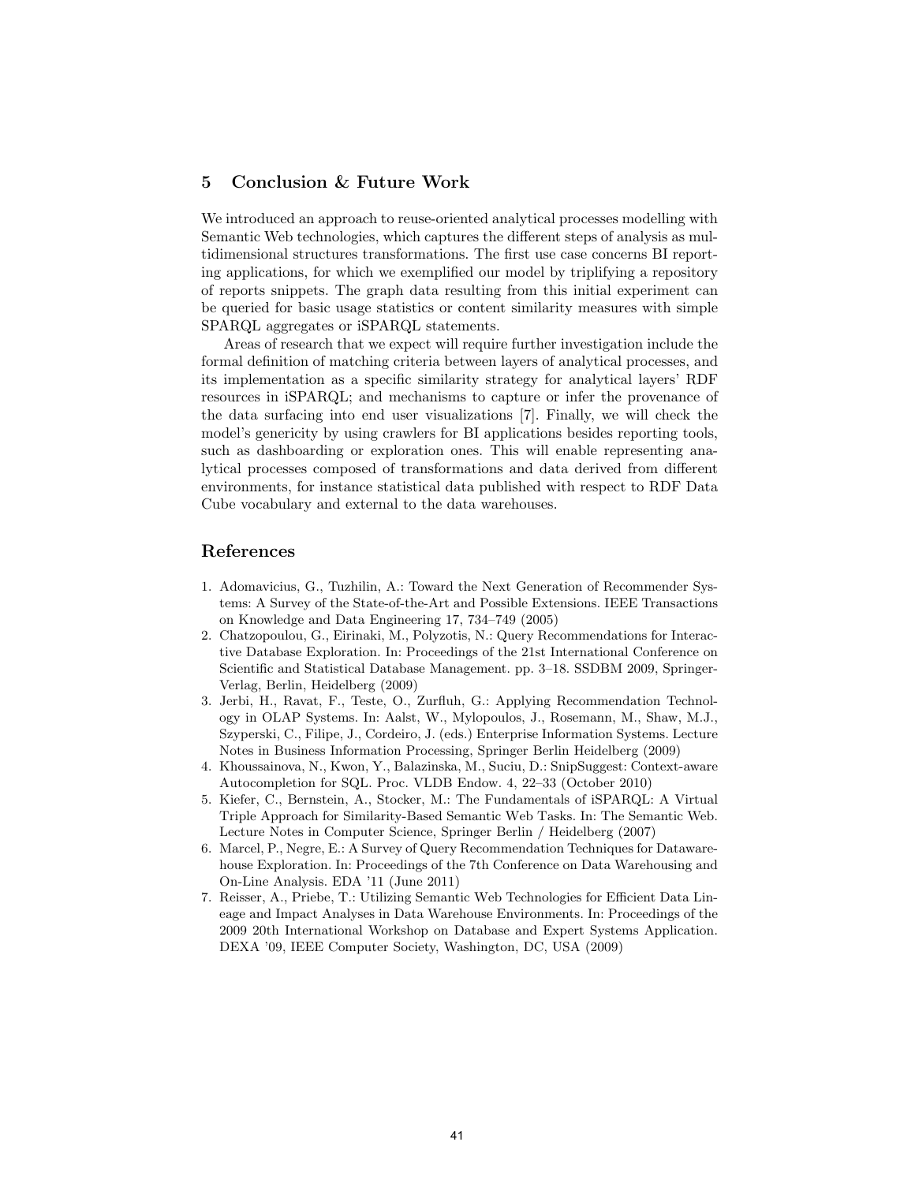## 5 Conclusion & Future Work

We introduced an approach to reuse-oriented analytical processes modelling with Semantic Web technologies, which captures the different steps of analysis as multidimensional structures transformations. The first use case concerns BI reporting applications, for which we exemplified our model by triplifying a repository of reports snippets. The graph data resulting from this initial experiment can be queried for basic usage statistics or content similarity measures with simple SPARQL aggregates or iSPARQL statements.

Areas of research that we expect will require further investigation include the formal definition of matching criteria between layers of analytical processes, and its implementation as a specific similarity strategy for analytical layers' RDF resources in iSPARQL; and mechanisms to capture or infer the provenance of the data surfacing into end user visualizations [7]. Finally, we will check the model's genericity by using crawlers for BI applications besides reporting tools, such as dashboarding or exploration ones. This will enable representing analytical processes composed of transformations and data derived from different environments, for instance statistical data published with respect to RDF Data Cube vocabulary and external to the data warehouses.

## References

1. Adomavicius, G., Tuzhilin, A.: Toward the Next Generation of Recommender Systems: A Survey of the State-of-the-Art and Possible Extensions. IEEE Transactions on Knowledge and Data Engineering 17, 734–749 (2005)
2. Chatzopoulou, G., Eirinaki, M., Polyzotis, N.: Query Recommendations for Interactive Database Exploration. In: Proceedings of the 21st International Conference on Scientific and Statistical Database Management. pp. 3–18. SSDBM 2009, Springer-Verlag, Berlin, Heidelberg (2009)
3. Jerbi, H., Ravat, F., Teste, O., Zurfluh, G.: Applying Recommendation Technology in OLAP Systems. In: Aalst, W., Mylopoulos, J., Rosemann, M., Shaw, M.J., Szyperski, C., Filipe, J., Cordeiro, J. (eds.) Enterprise Information Systems. Lecture Notes in Business Information Processing, Springer Berlin Heidelberg (2009)
4. Khoussainova, N., Kwon, Y., Balazinska, M., Suciu, D.: SnipSuggest: Context-aware Autocompletion for SQL. Proc. VLDB Endow. 4, 22–33 (October 2010)
5. Kiefer, C., Bernstein, A., Stocker, M.: The Fundamentals of iSPARQL: A Virtual Triple Approach for Similarity-Based Semantic Web Tasks. In: The Semantic Web. Lecture Notes in Computer Science, Springer Berlin / Heidelberg (2007)
6. Marcel, P., Negre, E.: A Survey of Query Recommendation Techniques for Datawarehouse Exploration. In: Proceedings of the 7th Conference on Data Warehousing and On-Line Analysis. EDA '11 (June 2011)
7. Reisser, A., Priebe, T.: Utilizing Semantic Web Technologies for Efficient Data Lineage and Impact Analyses in Data Warehouse Environments. In: Proceedings of the 2009 20th International Workshop on Database and Expert Systems Application. DEXA '09, IEEE Computer Society, Washington, DC, USA (2009)